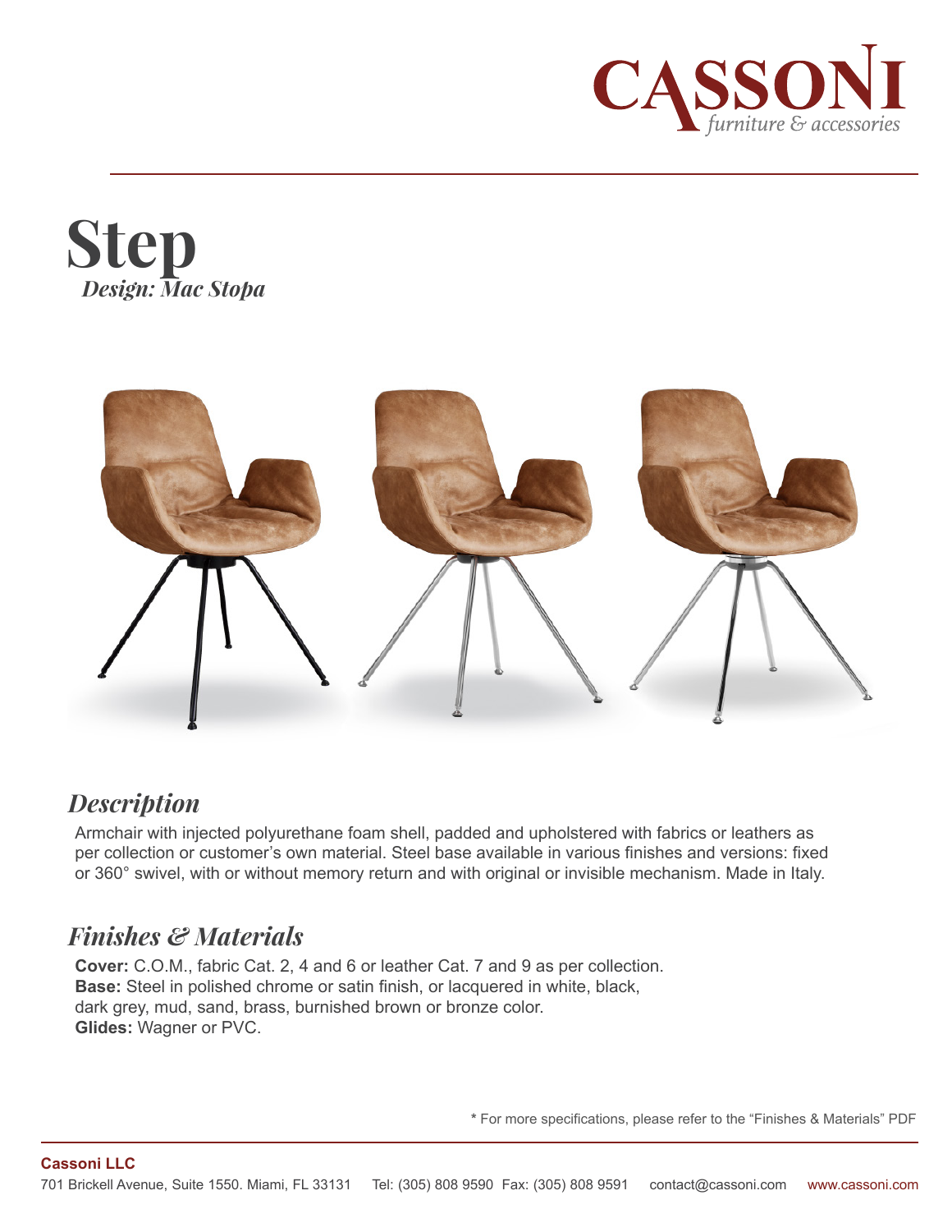# Step

*Design: Mac Stopa*

## *Description*

Armchair with injected polyurethane foam shell, padded and upholstered with fabrics or leathers as per collection or customer's own material. Steel base available in various finishes and versions: fixed or 360° swivel, with or without memory return and with original or invisible mechanism. Made in Italy.

## *Finishes & Materials*

**Cover:** C.O.M., fabric Cat. 2, 4 and 6 or leather Cat. 7 and 9 as per collection.
**Base:** Steel in polished chrome or satin finish, or lacquered in white, black, dark grey, mud, sand, brass, burnished brown or bronze color.
**Glides:** Wagner or PVC.

**\*** For more specifications, please refer to the "Finishes & Materials" PDF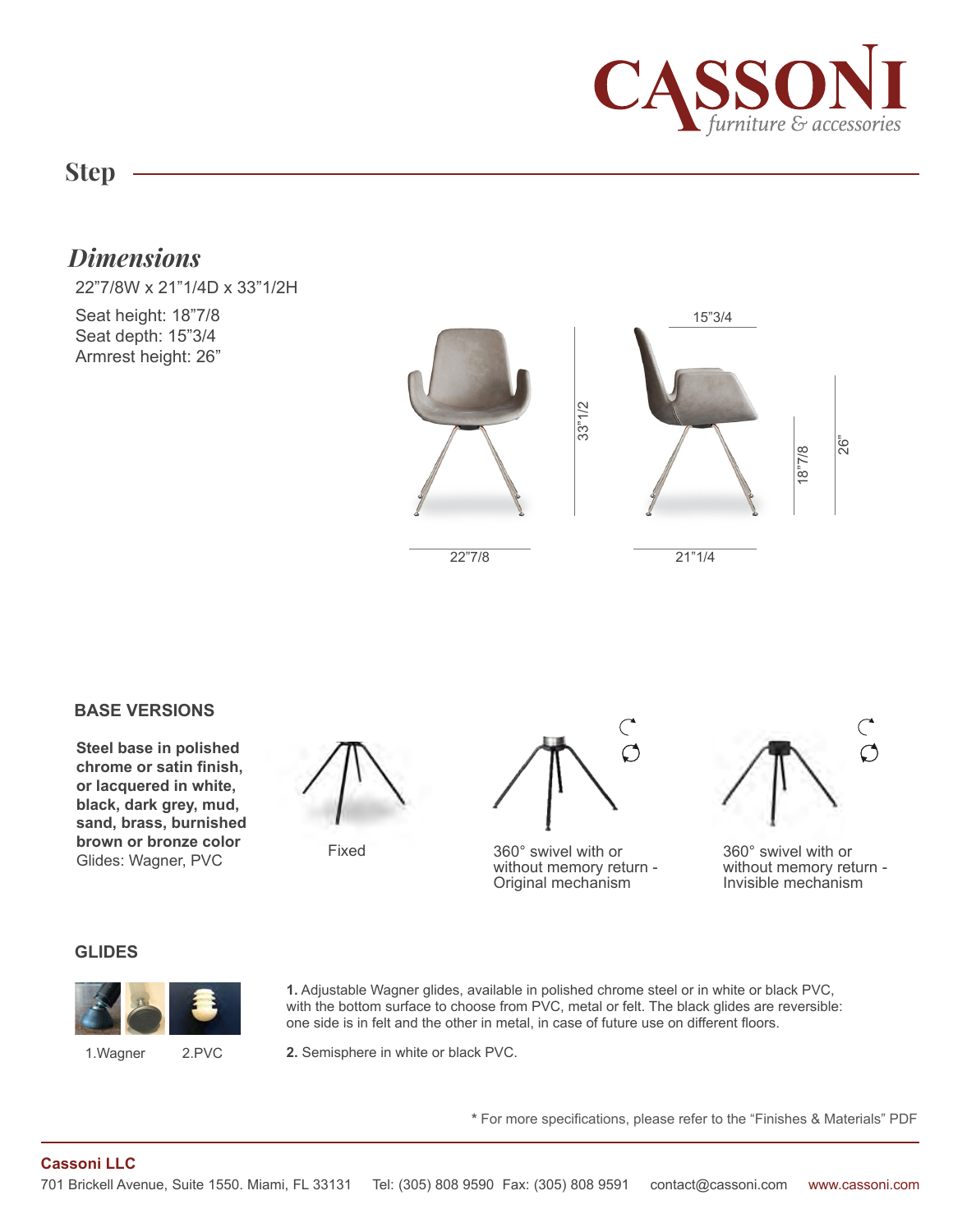# Step

## *Dimensions*

22”7/8W x 21”1/4D x 33”1/2H

Seat height: 18”7/8
Seat depth: 15”3/4
Armrest height: 26”

15”3/4

33”1/2

18”7/8

26”

22”7/8

21”1/4

### BASE VERSIONS

**Steel base in polished chrome or satin finish, or lacquered in white, black, dark grey, mud, sand, brass, burnished brown or bronze color**
Glides: Wagner, PVC

Fixed

360° swivel with or without memory return - Original mechanism

360° swivel with or without memory return - Invisible mechanism

### GLIDES

1.Wagner

2.PVC

**1.** Adjustable Wagner glides, available in polished chrome steel or in white or black PVC, with the bottom surface to choose from PVC, metal or felt. The black glides are reversible: one side is in felt and the other in metal, in case of future use on different floors.

**2.** Semisphere in white or black PVC.

**\*** For more specifications, please refer to the “Finishes & Materials” PDF

**Cassoni LLC**
701 Brickell Avenue, Suite 1550. Miami, FL 33131 Tel: (305) 808 9590 Fax: (305) 808 9591 contact@cassoni.com www.cassoni.com